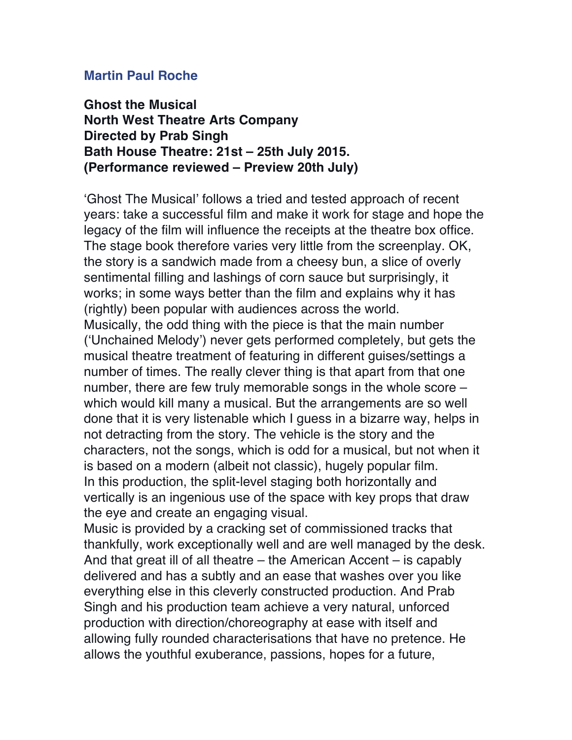**Martin Paul Roche**

**Ghost the Musical**
**North West Theatre Arts Company**
**Directed by Prab Singh**
**Bath House Theatre: 21st – 25th July 2015.**
**(Performance reviewed – Preview 20th July)**

'Ghost The Musical' follows a tried and tested approach of recent years: take a successful film and make it work for stage and hope the legacy of the film will influence the receipts at the theatre box office. The stage book therefore varies very little from the screenplay. OK, the story is a sandwich made from a cheesy bun, a slice of overly sentimental filling and lashings of corn sauce but surprisingly, it works; in some ways better than the film and explains why it has (rightly) been popular with audiences across the world.

Musically, the odd thing with the piece is that the main number ('Unchained Melody') never gets performed completely, but gets the musical theatre treatment of featuring in different guises/settings a number of times. The really clever thing is that apart from that one number, there are few truly memorable songs in the whole score – which would kill many a musical. But the arrangements are so well done that it is very listenable which I guess in a bizarre way, helps in not detracting from the story. The vehicle is the story and the characters, not the songs, which is odd for a musical, but not when it is based on a modern (albeit not classic), hugely popular film.

In this production, the split-level staging both horizontally and vertically is an ingenious use of the space with key props that draw the eye and create an engaging visual.

Music is provided by a cracking set of commissioned tracks that thankfully, work exceptionally well and are well managed by the desk. And that great ill of all theatre – the American Accent – is capably delivered and has a subtly and an ease that washes over you like everything else in this cleverly constructed production. And Prab Singh and his production team achieve a very natural, unforced production with direction/choreography at ease with itself and allowing fully rounded characterisations that have no pretence. He allows the youthful exuberance, passions, hopes for a future,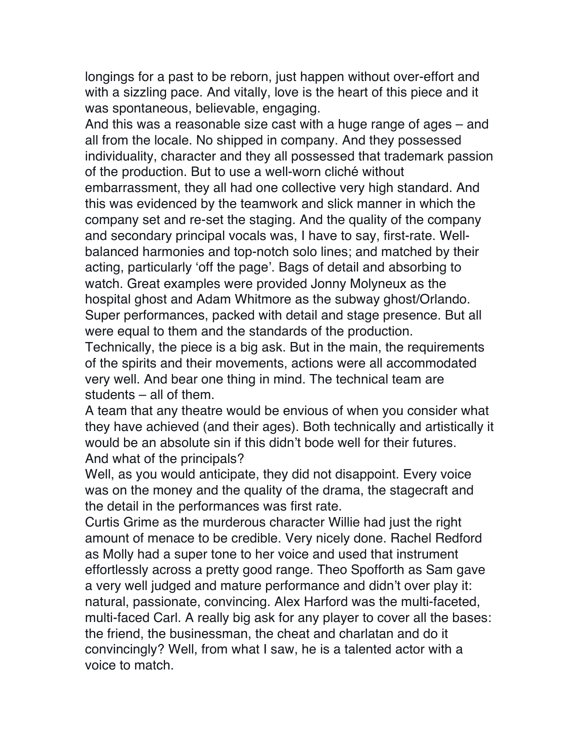longings for a past to be reborn, just happen without over-effort and with a sizzling pace. And vitally, love is the heart of this piece and it was spontaneous, believable, engaging.

And this was a reasonable size cast with a huge range of ages – and all from the locale. No shipped in company. And they possessed individuality, character and they all possessed that trademark passion of the production. But to use a well-worn cliché without embarrassment, they all had one collective very high standard. And this was evidenced by the teamwork and slick manner in which the company set and re-set the staging. And the quality of the company and secondary principal vocals was, I have to say, first-rate. Well-balanced harmonies and top-notch solo lines; and matched by their acting, particularly 'off the page'. Bags of detail and absorbing to watch. Great examples were provided Jonny Molyneux as the hospital ghost and Adam Whitmore as the subway ghost/Orlando. Super performances, packed with detail and stage presence. But all were equal to them and the standards of the production.

Technically, the piece is a big ask. But in the main, the requirements of the spirits and their movements, actions were all accommodated very well. And bear one thing in mind. The technical team are students – all of them.

A team that any theatre would be envious of when you consider what they have achieved (and their ages). Both technically and artistically it would be an absolute sin if this didn't bode well for their futures.

And what of the principals?

Well, as you would anticipate, they did not disappoint. Every voice was on the money and the quality of the drama, the stagecraft and the detail in the performances was first rate.

Curtis Grime as the murderous character Willie had just the right amount of menace to be credible. Very nicely done. Rachel Redford as Molly had a super tone to her voice and used that instrument effortlessly across a pretty good range. Theo Spofforth as Sam gave a very well judged and mature performance and didn't over play it: natural, passionate, convincing. Alex Harford was the multi-faceted, multi-faced Carl. A really big ask for any player to cover all the bases: the friend, the businessman, the cheat and charlatan and do it convincingly? Well, from what I saw, he is a talented actor with a voice to match.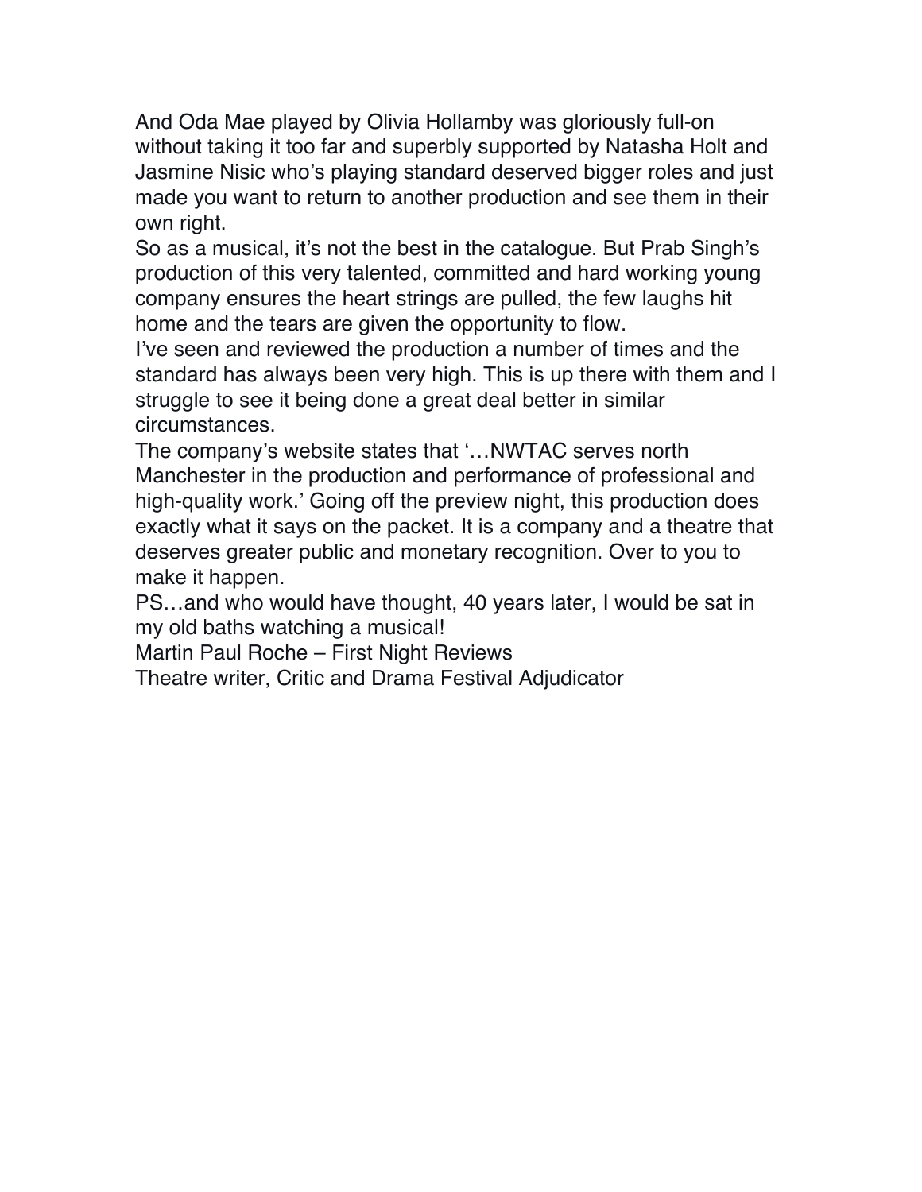And Oda Mae played by Olivia Hollamby was gloriously full-on without taking it too far and superbly supported by Natasha Holt and Jasmine Nisic who's playing standard deserved bigger roles and just made you want to return to another production and see them in their own right.

So as a musical, it's not the best in the catalogue. But Prab Singh's production of this very talented, committed and hard working young company ensures the heart strings are pulled, the few laughs hit home and the tears are given the opportunity to flow.

I've seen and reviewed the production a number of times and the standard has always been very high. This is up there with them and I struggle to see it being done a great deal better in similar circumstances.

The company's website states that '…NWTAC serves north Manchester in the production and performance of professional and high-quality work.' Going off the preview night, this production does exactly what it says on the packet. It is a company and a theatre that deserves greater public and monetary recognition. Over to you to make it happen.

PS…and who would have thought, 40 years later, I would be sat in my old baths watching a musical!

Martin Paul Roche – First Night Reviews

Theatre writer, Critic and Drama Festival Adjudicator